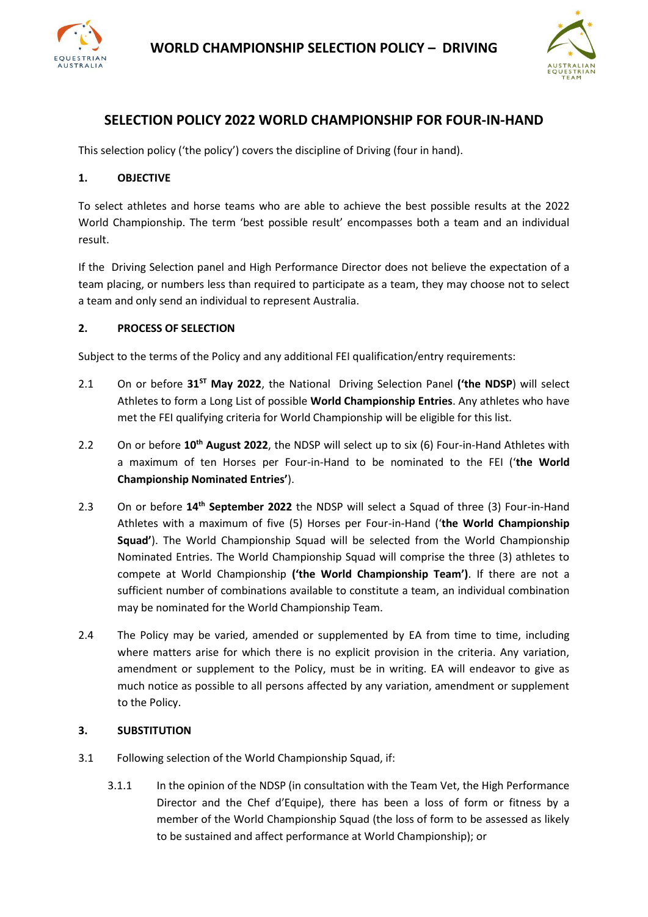# WORLD CHAMPIONSHIP SELECTION POLICY – DRIVING

## SELECTION POLICY 2022 WORLD CHAMPIONSHIP FOR FOUR-IN-HAND

This selection policy ('the policy') covers the discipline of Driving (four in hand).

### 1. OBJECTIVE

To select athletes and horse teams who are able to achieve the best possible results at the 2022 World Championship. The term 'best possible result' encompasses both a team and an individual result.

If the Driving Selection panel and High Performance Director does not believe the expectation of a team placing, or numbers less than required to participate as a team, they may choose not to select a team and only send an individual to represent Australia.

### 2. PROCESS OF SELECTION

Subject to the terms of the Policy and any additional FEI qualification/entry requirements:

2.1 On or before **31ST May 2022**, the National Driving Selection Panel **('the NDSP**) will select Athletes to form a Long List of possible **World Championship Entries**. Any athletes who have met the FEI qualifying criteria for World Championship will be eligible for this list.

2.2 On or before **10th August 2022**, the NDSP will select up to six (6) Four-in-Hand Athletes with a maximum of ten Horses per Four-in-Hand to be nominated to the FEI ('**the World Championship Nominated Entries'**).

2.3 On or before **14th September 2022** the NDSP will select a Squad of three (3) Four-in-Hand Athletes with a maximum of five (5) Horses per Four-in-Hand ('**the World Championship Squad'**). The World Championship Squad will be selected from the World Championship Nominated Entries. The World Championship Squad will comprise the three (3) athletes to compete at World Championship **('the World Championship Team')**. If there are not a sufficient number of combinations available to constitute a team, an individual combination may be nominated for the World Championship Team.

2.4 The Policy may be varied, amended or supplemented by EA from time to time, including where matters arise for which there is no explicit provision in the criteria. Any variation, amendment or supplement to the Policy, must be in writing. EA will endeavor to give as much notice as possible to all persons affected by any variation, amendment or supplement to the Policy.

### 3. SUBSTITUTION

3.1 Following selection of the World Championship Squad, if:

3.1.1 In the opinion of the NDSP (in consultation with the Team Vet, the High Performance Director and the Chef d'Equipe), there has been a loss of form or fitness by a member of the World Championship Squad (the loss of form to be assessed as likely to be sustained and affect performance at World Championship); or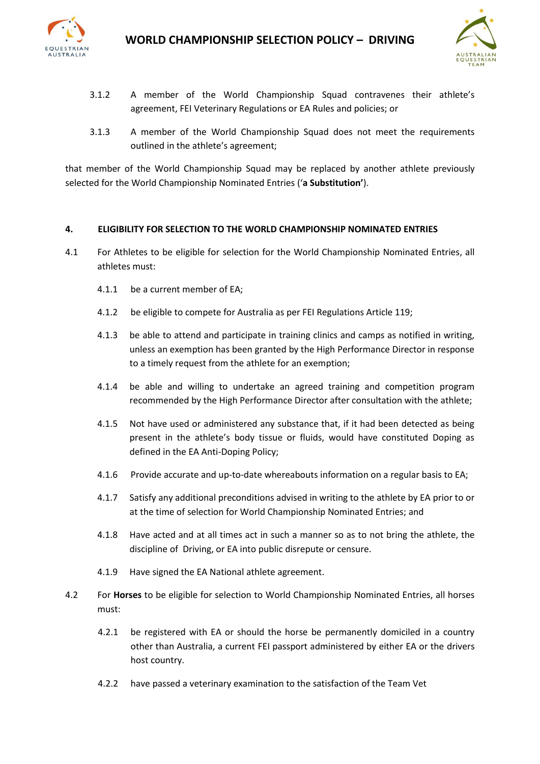3.1.2 A member of the World Championship Squad contravenes their athlete's agreement, FEI Veterinary Regulations or EA Rules and policies; or

3.1.3 A member of the World Championship Squad does not meet the requirements outlined in the athlete's agreement;

that member of the World Championship Squad may be replaced by another athlete previously selected for the World Championship Nominated Entries (**'a Substitution'**).

## 4. ELIGIBILITY FOR SELECTION TO THE WORLD CHAMPIONSHIP NOMINATED ENTRIES

4.1 For Athletes to be eligible for selection for the World Championship Nominated Entries, all athletes must:

4.1.1 be a current member of EA;

4.1.2 be eligible to compete for Australia as per FEI Regulations Article 119;

4.1.3 be able to attend and participate in training clinics and camps as notified in writing, unless an exemption has been granted by the High Performance Director in response to a timely request from the athlete for an exemption;

4.1.4 be able and willing to undertake an agreed training and competition program recommended by the High Performance Director after consultation with the athlete;

4.1.5 Not have used or administered any substance that, if it had been detected as being present in the athlete's body tissue or fluids, would have constituted Doping as defined in the EA Anti-Doping Policy;

4.1.6 Provide accurate and up-to-date whereabouts information on a regular basis to EA;

4.1.7 Satisfy any additional preconditions advised in writing to the athlete by EA prior to or at the time of selection for World Championship Nominated Entries; and

4.1.8 Have acted and at all times act in such a manner so as to not bring the athlete, the discipline of Driving, or EA into public disrepute or censure.

4.1.9 Have signed the EA National athlete agreement.

4.2 For **Horses** to be eligible for selection to World Championship Nominated Entries, all horses must:

4.2.1 be registered with EA or should the horse be permanently domiciled in a country other than Australia, a current FEI passport administered by either EA or the drivers host country.

4.2.2 have passed a veterinary examination to the satisfaction of the Team Vet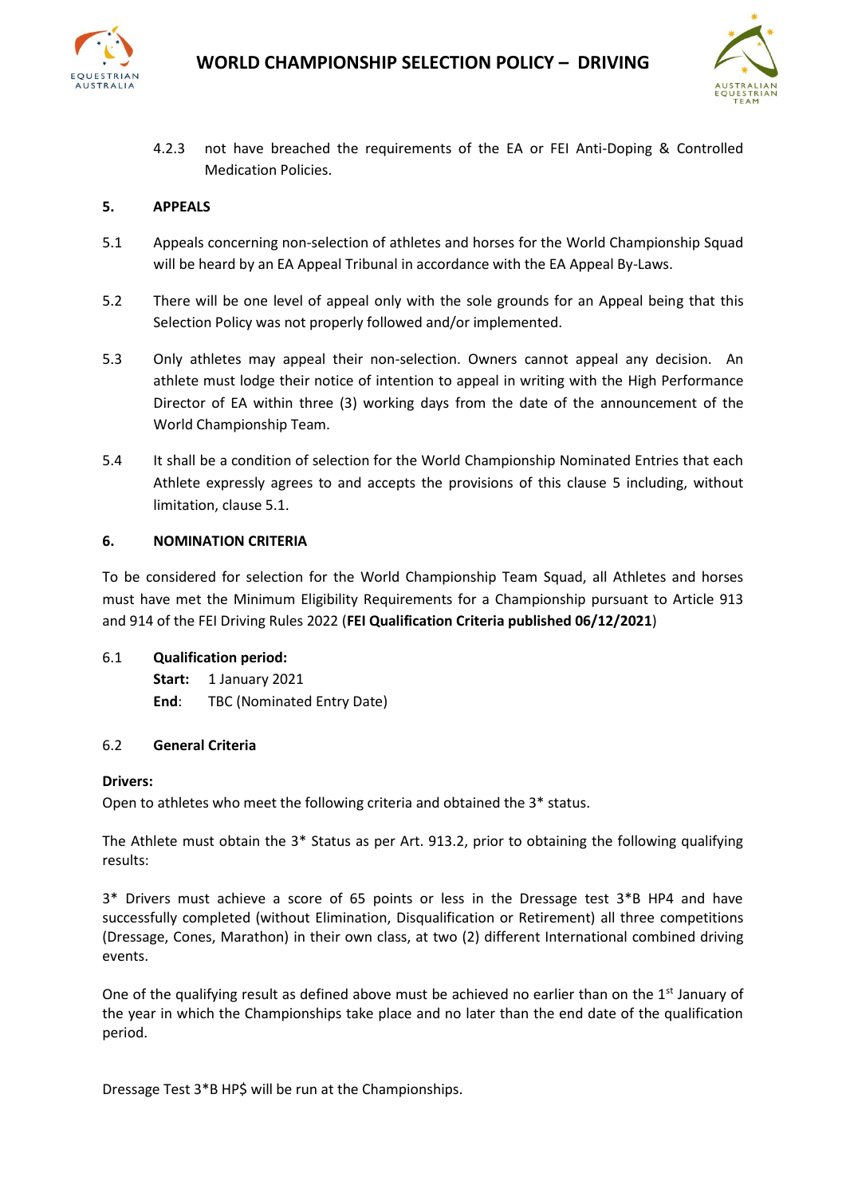4.2.3 not have breached the requirements of the EA or FEI Anti-Doping & Controlled Medication Policies.

## 5. APPEALS

5.1 Appeals concerning non-selection of athletes and horses for the World Championship Squad will be heard by an EA Appeal Tribunal in accordance with the EA Appeal By-Laws.

5.2 There will be one level of appeal only with the sole grounds for an Appeal being that this Selection Policy was not properly followed and/or implemented.

5.3 Only athletes may appeal their non-selection. Owners cannot appeal any decision. An athlete must lodge their notice of intention to appeal in writing with the High Performance Director of EA within three (3) working days from the date of the announcement of the World Championship Team.

5.4 It shall be a condition of selection for the World Championship Nominated Entries that each Athlete expressly agrees to and accepts the provisions of this clause 5 including, without limitation, clause 5.1.

## 6. NOMINATION CRITERIA

To be considered for selection for the World Championship Team Squad, all Athletes and horses must have met the Minimum Eligibility Requirements for a Championship pursuant to Article 913 and 914 of the FEI Driving Rules 2022 (**FEI Qualification Criteria published 06/12/2021**)

6.1 **Qualification period:**

**Start:** 1 January 2021

**End**: TBC (Nominated Entry Date)

6.2 **General Criteria**

**Drivers:**

Open to athletes who meet the following criteria and obtained the 3* status.

The Athlete must obtain the 3* Status as per Art. 913.2, prior to obtaining the following qualifying results:

3* Drivers must achieve a score of 65 points or less in the Dressage test 3*B HP4 and have successfully completed (without Elimination, Disqualification or Retirement) all three competitions (Dressage, Cones, Marathon) in their own class, at two (2) different International combined driving events.

One of the qualifying result as defined above must be achieved no earlier than on the 1st January of the year in which the Championships take place and no later than the end date of the qualification period.

Dressage Test 3*B HP$ will be run at the Championships.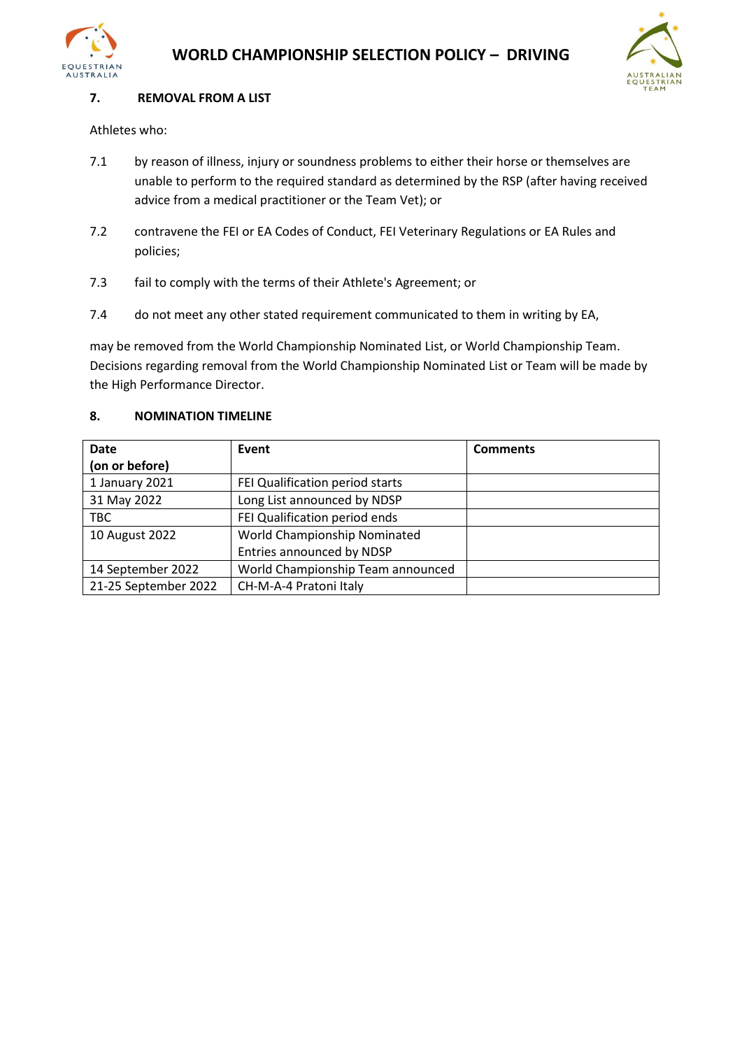## 7. REMOVAL FROM A LIST

Athletes who:

7.1 by reason of illness, injury or soundness problems to either their horse or themselves are unable to perform to the required standard as determined by the RSP (after having received advice from a medical practitioner or the Team Vet); or

7.2 contravene the FEI or EA Codes of Conduct, FEI Veterinary Regulations or EA Rules and policies;

7.3 fail to comply with the terms of their Athlete's Agreement; or

7.4 do not meet any other stated requirement communicated to them in writing by EA,

may be removed from the World Championship Nominated List, or World Championship Team. Decisions regarding removal from the World Championship Nominated List or Team will be made by the High Performance Director.

## 8. NOMINATION TIMELINE

| Date (on or before) | Event | Comments |
|---|---|---|
| 1 January 2021 | FEI Qualification period starts | |
| 31 May 2022 | Long List announced by NDSP | |
| TBC | FEI Qualification period ends | |
| 10 August 2022 | World Championship Nominated Entries announced by NDSP | |
| 14 September 2022 | World Championship Team announced | |
| 21-25 September 2022 | CH-M-A-4 Pratoni Italy | |